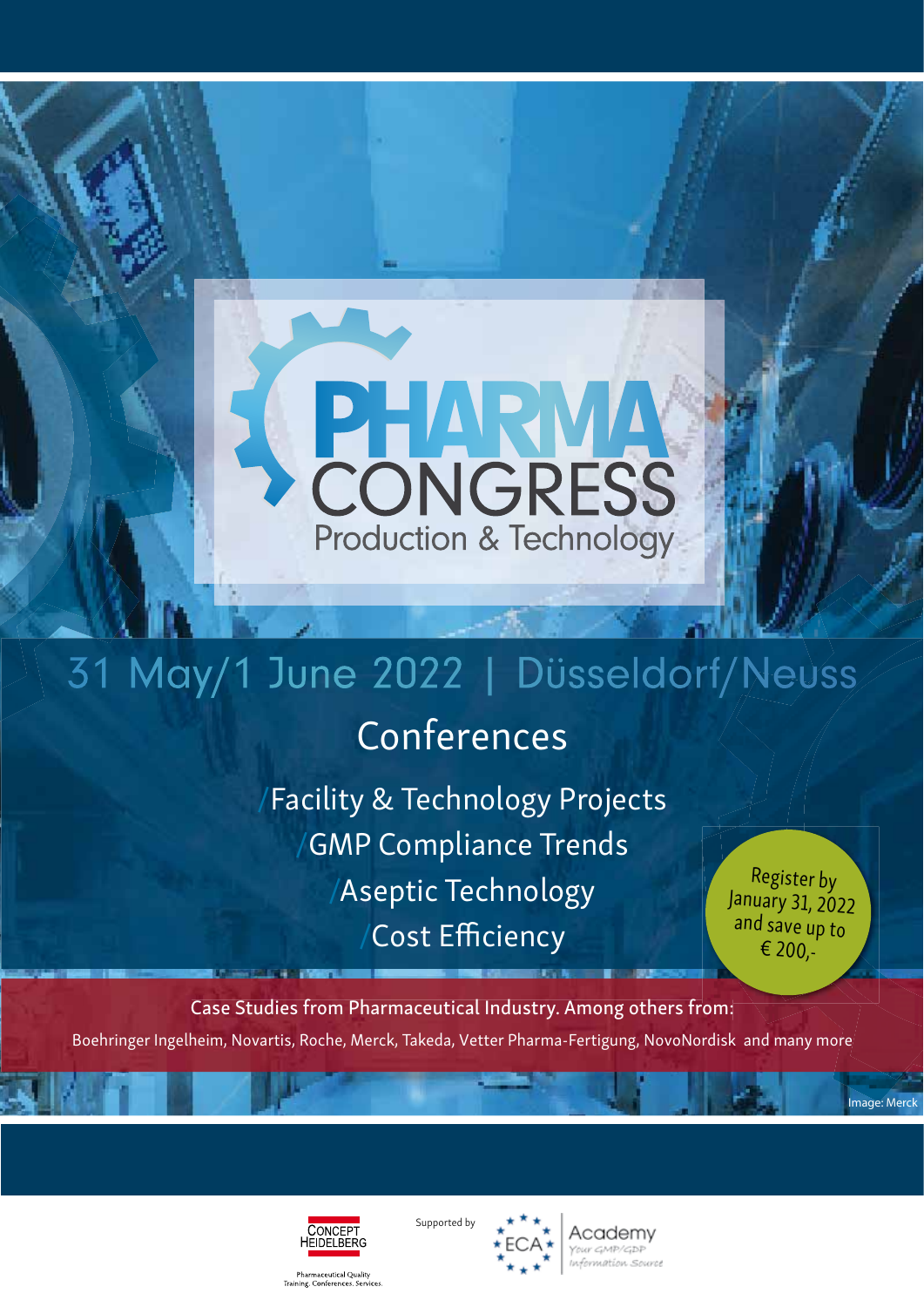# PHARMA CONGRESS

## Production & Technology

31 May/1 June 2022 | Düsseldorf/Neuss

## Conferences

/Facility & Technology Projects
/GMP Compliance Trends
/Aseptic Technology
/Cost Efficiency

Register by January 31, 2022 and save up to € 200,-

Case Studies from Pharmaceutical Industry. Among others from:

Boehringer Ingelheim, Novartis, Roche, Merck, Takeda, Vetter Pharma-Fertigung, NovoNordisk and many more

Image: Merck

CONCEPT HEIDELBERG
Pharmaceutical Quality
Training. Conferences. Services.

Supported by

ECA Academy
Your GMP/GDP Information Source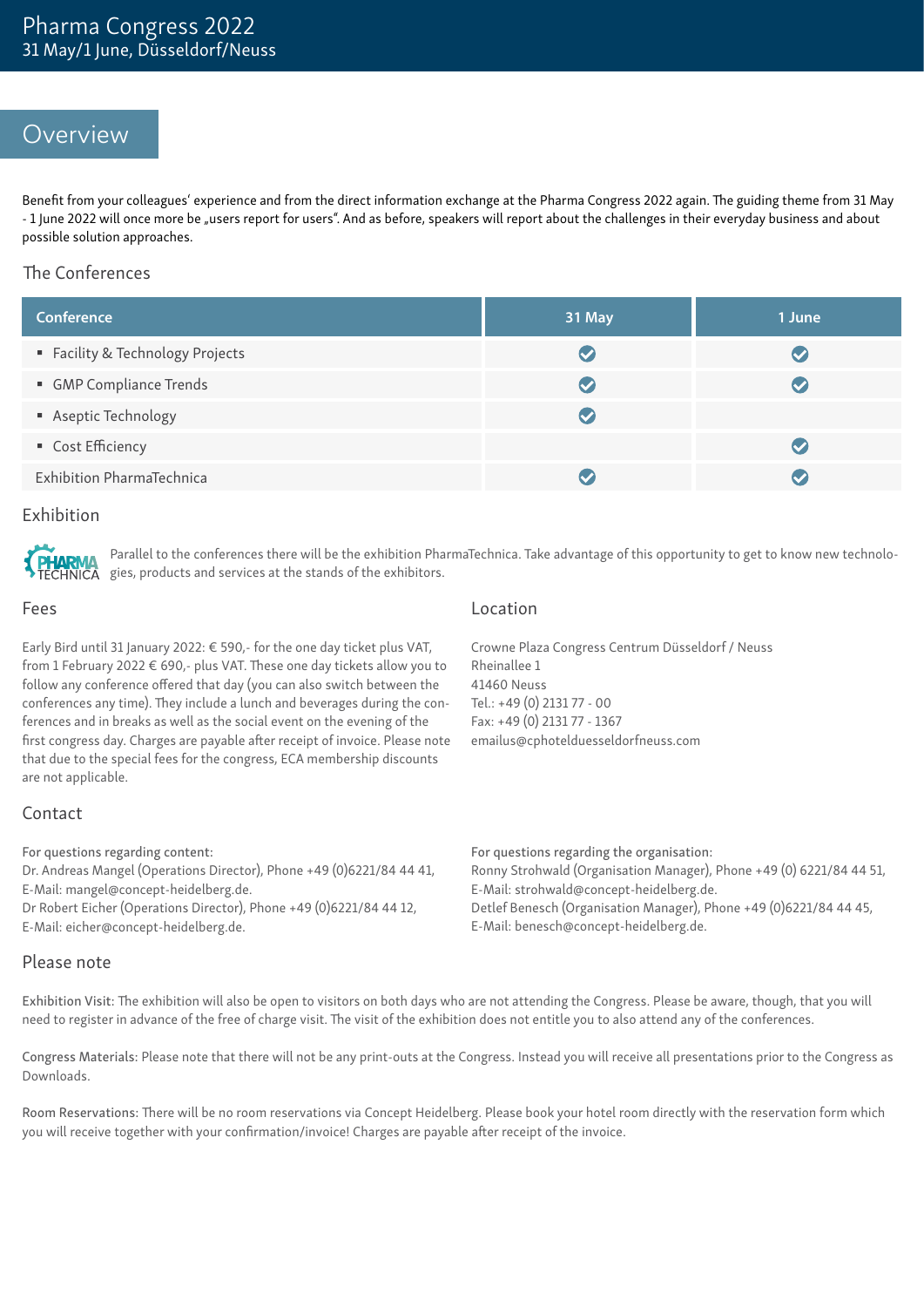## Overview

Benefit from your colleagues' experience and from the direct information exchange at the Pharma Congress 2022 again. The guiding theme from 31 May - 1 June 2022 will once more be „users report for users". And as before, speakers will report about the challenges in their everyday business and about possible solution approaches.

### The Conferences

| Conference | 31 May | 1 June |
|---|---|---|
| ▪ Facility & Technology Projects | ✓ | ✓ |
| ▪ GMP Compliance Trends | ✓ | ✓ |
| ▪ Aseptic Technology | ✓ | |
| ▪ Cost Efficiency | | ✓ |
| Exhibition PharmaTechnica | ✓ | ✓ |

### Exhibition

Parallel to the conferences there will be the exhibition PharmaTechnica. Take advantage of this opportunity to get to know new technologies, products and services at the stands of the exhibitors.

### Fees

Early Bird until 31 January 2022: € 590,- for the one day ticket plus VAT, from 1 February 2022 € 690,- plus VAT. These one day tickets allow you to follow any conference offered that day (you can also switch between the conferences any time). They include a lunch and beverages during the conferences and in breaks as well as the social event on the evening of the first congress day. Charges are payable after receipt of invoice. Please note that due to the special fees for the congress, ECA membership discounts are not applicable.

### Location

Crowne Plaza Congress Centrum Düsseldorf / Neuss
Rheinallee 1
41460 Neuss
Tel.: +49 (0) 2131 77 - 00
Fax: +49 (0) 2131 77 - 1367
emailus@cphotelduesseldorfneuss.com

### Contact

For questions regarding content:
Dr. Andreas Mangel (Operations Director), Phone +49 (0)6221/84 44 41,
E-Mail: mangel@concept-heidelberg.de.
Dr Robert Eicher (Operations Director), Phone +49 (0)6221/84 44 12,
E-Mail: eicher@concept-heidelberg.de.

For questions regarding the organisation:
Ronny Strohwald (Organisation Manager), Phone +49 (0) 6221/84 44 51,
E-Mail: strohwald@concept-heidelberg.de.
Detlef Benesch (Organisation Manager), Phone +49 (0)6221/84 44 45,
E-Mail: benesch@concept-heidelberg.de.

### Please note

Exhibition Visit: The exhibition will also be open to visitors on both days who are not attending the Congress. Please be aware, though, that you will need to register in advance of the free of charge visit. The visit of the exhibition does not entitle you to also attend any of the conferences.

Congress Materials: Please note that there will not be any print-outs at the Congress. Instead you will receive all presentations prior to the Congress as Downloads.

Room Reservations: There will be no room reservations via Concept Heidelberg. Please book your hotel room directly with the reservation form which you will receive together with your confirmation/invoice! Charges are payable after receipt of the invoice.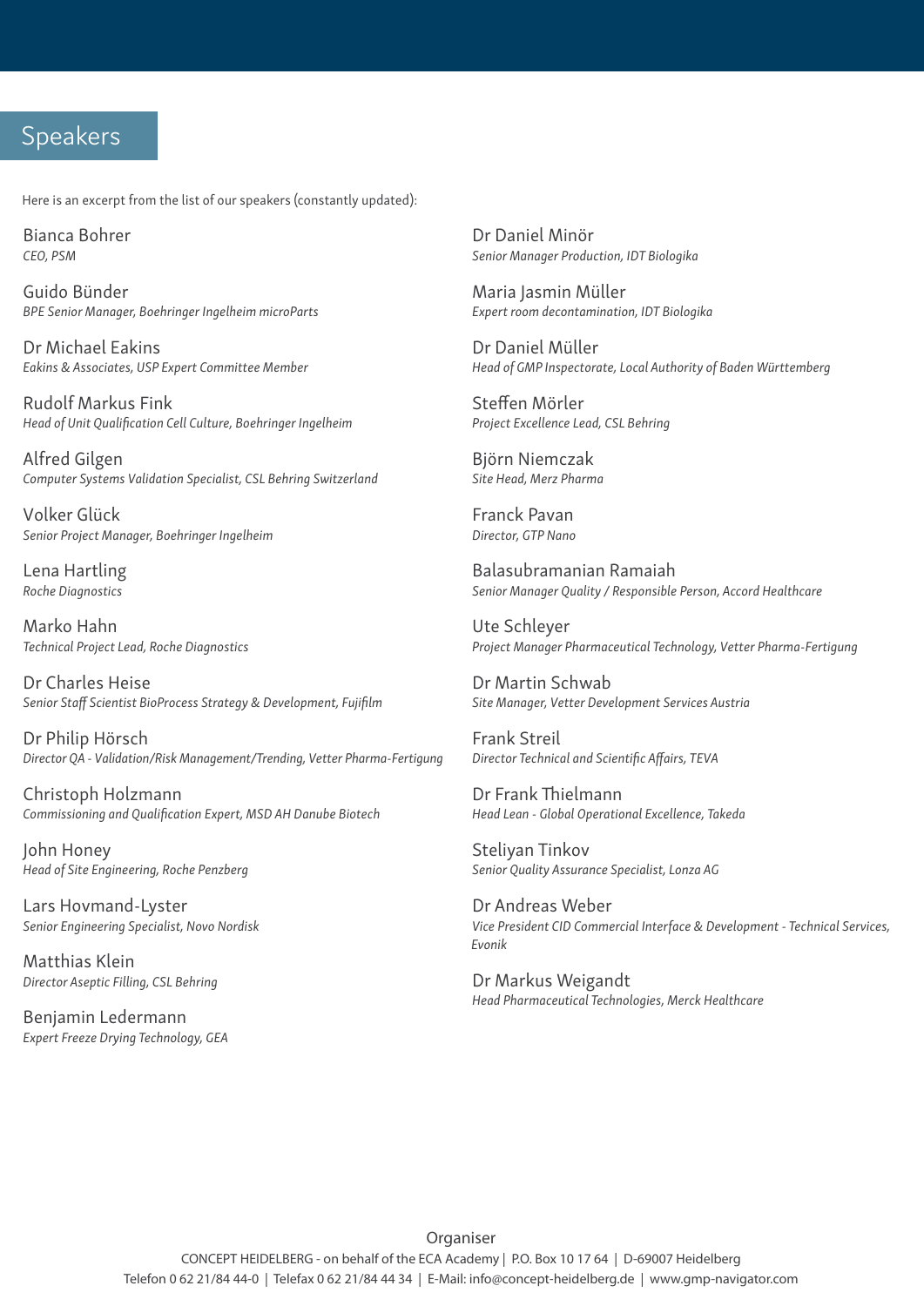## Speakers

Here is an excerpt from the list of our speakers (constantly updated):

Bianca Bohrer
*CEO, PSM*

Guido Bünder
*BPE Senior Manager, Boehringer Ingelheim microParts*

Dr Michael Eakins
*Eakins & Associates, USP Expert Committee Member*

Rudolf Markus Fink
*Head of Unit Qualification Cell Culture, Boehringer Ingelheim*

Alfred Gilgen
*Computer Systems Validation Specialist, CSL Behring Switzerland*

Volker Glück
*Senior Project Manager, Boehringer Ingelheim*

Lena Hartling
*Roche Diagnostics*

Marko Hahn
*Technical Project Lead, Roche Diagnostics*

Dr Charles Heise
*Senior Staff Scientist BioProcess Strategy & Development, Fujifilm*

Dr Philip Hörsch
*Director QA - Validation/Risk Management/Trending, Vetter Pharma-Fertigung*

Christoph Holzmann
*Commissioning and Qualification Expert, MSD AH Danube Biotech*

John Honey
*Head of Site Engineering, Roche Penzberg*

Lars Hovmand-Lyster
*Senior Engineering Specialist, Novo Nordisk*

Matthias Klein
*Director Aseptic Filling, CSL Behring*

Benjamin Ledermann
*Expert Freeze Drying Technology, GEA*

Dr Daniel Minör
*Senior Manager Production, IDT Biologika*

Maria Jasmin Müller
*Expert room decontamination, IDT Biologika*

Dr Daniel Müller
*Head of GMP Inspectorate, Local Authority of Baden Württemberg*

Steffen Mörler
*Project Excellence Lead, CSL Behring*

Björn Niemczak
*Site Head, Merz Pharma*

Franck Pavan
*Director, GTP Nano*

Balasubramanian Ramaiah
*Senior Manager Quality / Responsible Person, Accord Healthcare*

Ute Schleyer
*Project Manager Pharmaceutical Technology, Vetter Pharma-Fertigung*

Dr Martin Schwab
*Site Manager, Vetter Development Services Austria*

Frank Streil
*Director Technical and Scientific Affairs, TEVA*

Dr Frank Thielmann
*Head Lean - Global Operational Excellence, Takeda*

Steliyan Tinkov
*Senior Quality Assurance Specialist, Lonza AG*

Dr Andreas Weber
*Vice President CID Commercial Interface & Development - Technical Services, Evonik*

Dr Markus Weigandt
*Head Pharmaceutical Technologies, Merck Healthcare*

Organiser

CONCEPT HEIDELBERG - on behalf of the ECA Academy | P.O. Box 10 17 64 | D-69007 Heidelberg
Telefon 0 62 21/84 44-0 | Telefax 0 62 21/84 44 34 | E-Mail: info@concept-heidelberg.de | www.gmp-navigator.com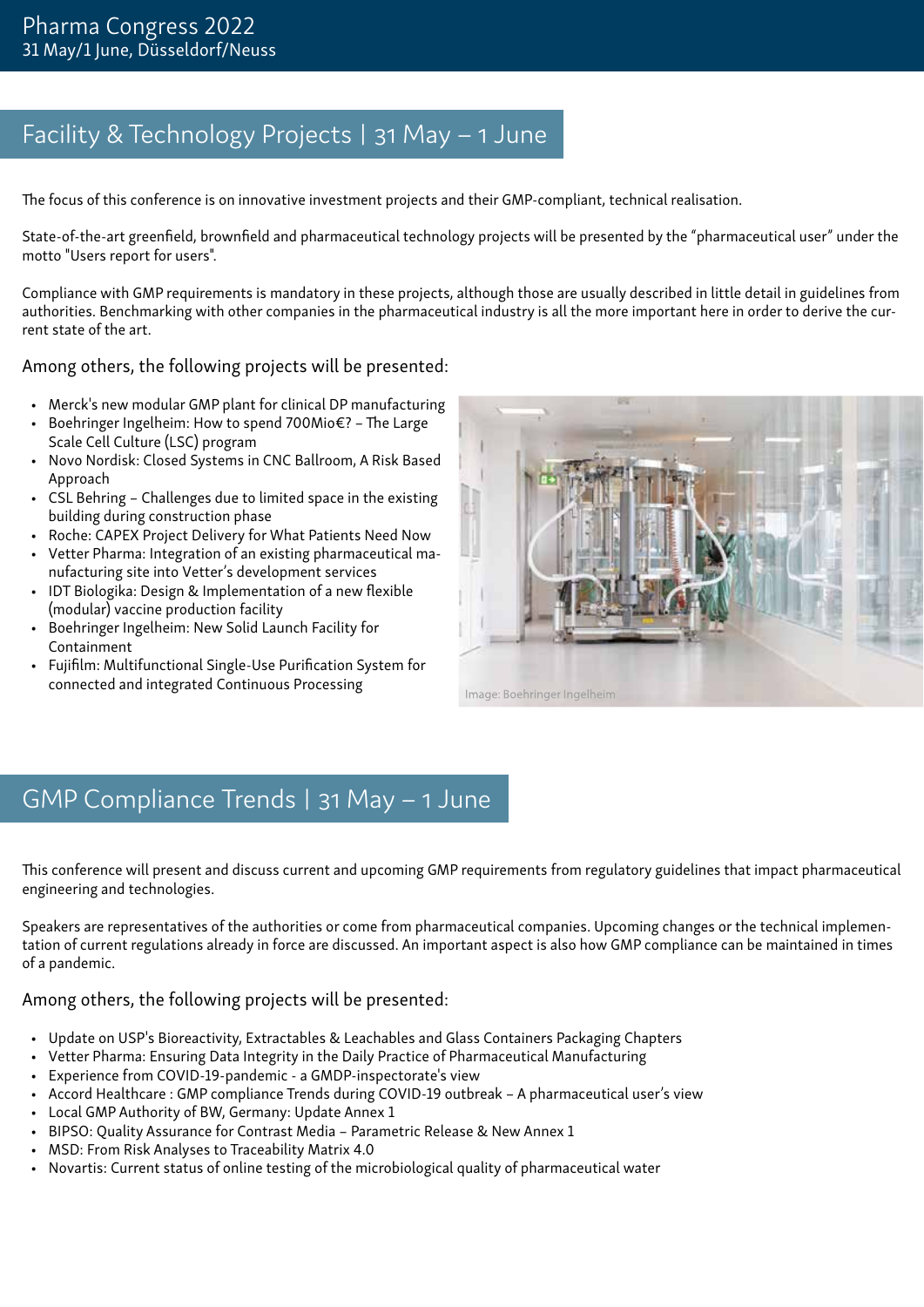## Facility & Technology Projects | 31 May – 1 June

The focus of this conference is on innovative investment projects and their GMP-compliant, technical realisation.

State-of-the-art greenfield, brownfield and pharmaceutical technology projects will be presented by the "pharmaceutical user" under the motto "Users report for users".

Compliance with GMP requirements is mandatory in these projects, although those are usually described in little detail in guidelines from authorities. Benchmarking with other companies in the pharmaceutical industry is all the more important here in order to derive the current state of the art.

### Among others, the following projects will be presented:

- Merck's new modular GMP plant for clinical DP manufacturing
- Boehringer Ingelheim: How to spend 700Mio€? – The Large Scale Cell Culture (LSC) program
- Novo Nordisk: Closed Systems in CNC Ballroom, A Risk Based Approach
- CSL Behring – Challenges due to limited space in the existing building during construction phase
- Roche: CAPEX Project Delivery for What Patients Need Now
- Vetter Pharma: Integration of an existing pharmaceutical manufacturing site into Vetter's development services
- IDT Biologika: Design & Implementation of a new flexible (modular) vaccine production facility
- Boehringer Ingelheim: New Solid Launch Facility for Containment
- Fujifilm: Multifunctional Single-Use Purification System for connected and integrated Continuous Processing

Image: Boehringer Ingelheim

## GMP Compliance Trends | 31 May – 1 June

This conference will present and discuss current and upcoming GMP requirements from regulatory guidelines that impact pharmaceutical engineering and technologies.

Speakers are representatives of the authorities or come from pharmaceutical companies. Upcoming changes or the technical implementation of current regulations already in force are discussed. An important aspect is also how GMP compliance can be maintained in times of a pandemic.

### Among others, the following projects will be presented:

- Update on USP's Bioreactivity, Extractables & Leachables and Glass Containers Packaging Chapters
- Vetter Pharma: Ensuring Data Integrity in the Daily Practice of Pharmaceutical Manufacturing
- Experience from COVID-19-pandemic - a GMDP-inspectorate's view
- Accord Healthcare : GMP compliance Trends during COVID-19 outbreak – A pharmaceutical user's view
- Local GMP Authority of BW, Germany: Update Annex 1
- BIPSO: Quality Assurance for Contrast Media – Parametric Release & New Annex 1
- MSD: From Risk Analyses to Traceability Matrix 4.0
- Novartis: Current status of online testing of the microbiological quality of pharmaceutical water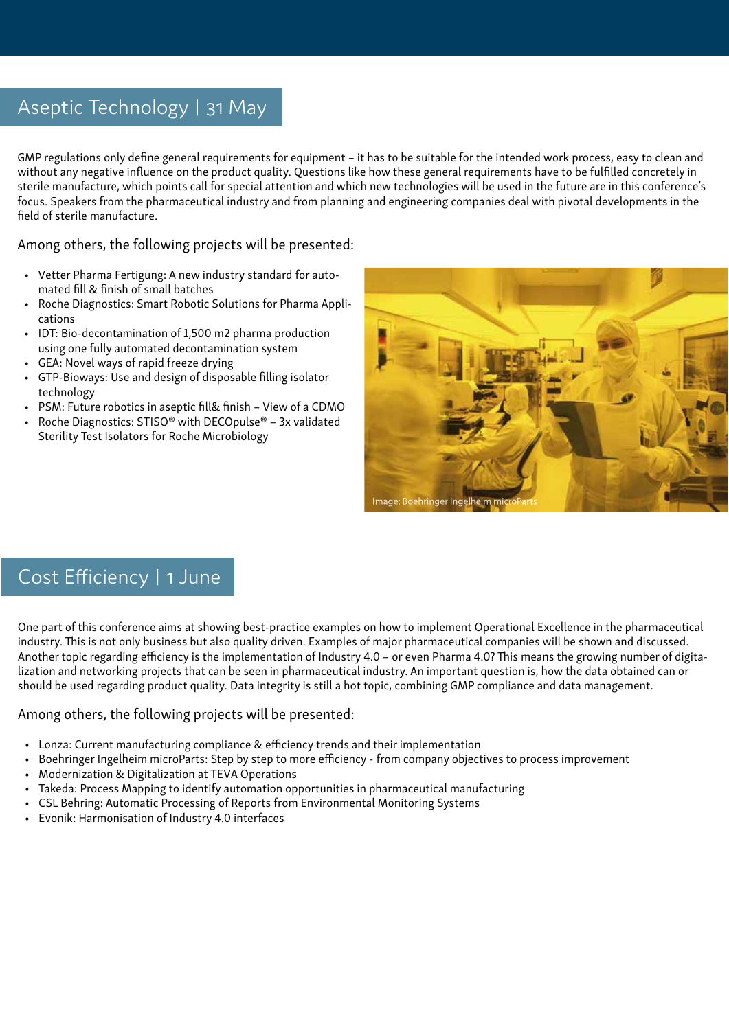## Aseptic Technology | 31 May

GMP regulations only define general requirements for equipment – it has to be suitable for the intended work process, easy to clean and without any negative influence on the product quality. Questions like how these general requirements have to be fulfilled concretely in sterile manufacture, which points call for special attention and which new technologies will be used in the future are in this conference's focus. Speakers from the pharmaceutical industry and from planning and engineering companies deal with pivotal developments in the field of sterile manufacture.

Among others, the following projects will be presented:

- Vetter Pharma Fertigung: A new industry standard for automated fill & finish of small batches
- Roche Diagnostics: Smart Robotic Solutions for Pharma Applications
- IDT: Bio-decontamination of 1,500 m2 pharma production using one fully automated decontamination system
- GEA: Novel ways of rapid freeze drying
- GTP-Bioways: Use and design of disposable filling isolator technology
- PSM: Future robotics in aseptic fill& finish – View of a CDMO
- Roche Diagnostics: STISO® with DECOpulse® – 3x validated Sterility Test Isolators for Roche Microbiology

Image: Boehringer Ingelheim microParts

## Cost Efficiency | 1 June

One part of this conference aims at showing best-practice examples on how to implement Operational Excellence in the pharmaceutical industry. This is not only business but also quality driven. Examples of major pharmaceutical companies will be shown and discussed. Another topic regarding efficiency is the implementation of Industry 4.0 – or even Pharma 4.0? This means the growing number of digitalization and networking projects that can be seen in pharmaceutical industry. An important question is, how the data obtained can or should be used regarding product quality. Data integrity is still a hot topic, combining GMP compliance and data management.

Among others, the following projects will be presented:

- Lonza: Current manufacturing compliance & efficiency trends and their implementation
- Boehringer Ingelheim microParts: Step by step to more efficiency - from company objectives to process improvement
- Modernization & Digitalization at TEVA Operations
- Takeda: Process Mapping to identify automation opportunities in pharmaceutical manufacturing
- CSL Behring: Automatic Processing of Reports from Environmental Monitoring Systems
- Evonik: Harmonisation of Industry 4.0 interfaces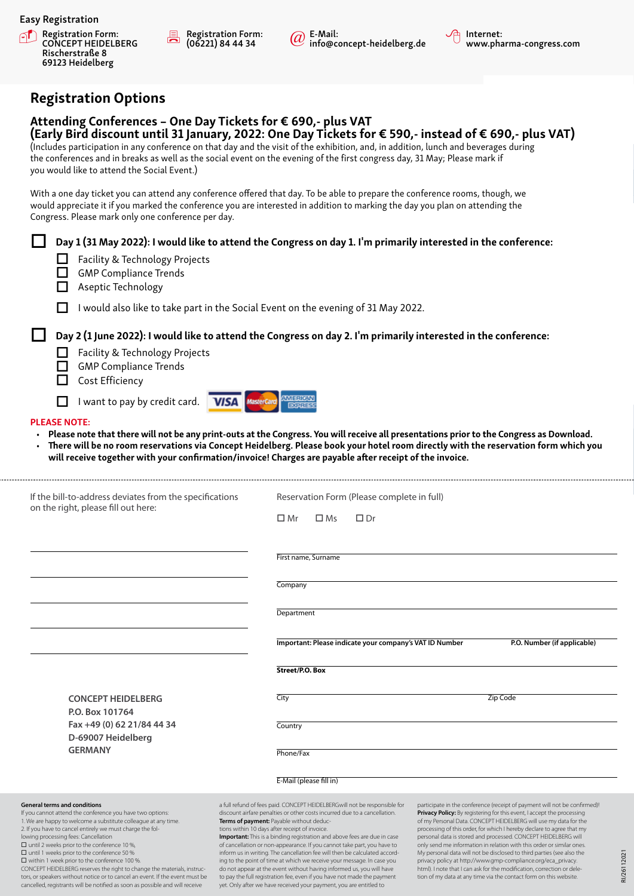Easy Registration

Registration Form:
CONCEPT HEIDELBERG
Rischerstraße 8
69123 Heidelberg

Registration Form:
(06221) 84 44 34

E-Mail:
info@concept-heidelberg.de

Internet:
www.pharma-congress.com

# Registration Options

## Attending Conferences – One Day Tickets for € 690,- plus VAT (Early Bird discount until 31 January, 2022: One Day Tickets for € 590,- instead of € 690,- plus VAT)

(Includes participation in any conference on that day and the visit of the exhibition, and, in addition, lunch and beverages during the conferences and in breaks as well as the social event on the evening of the first congress day, 31 May; Please mark if you would like to attend the Social Event.)

With a one day ticket you can attend any conference offered that day. To be able to prepare the conference rooms, though, we would appreciate it if you marked the conference you are interested in addition to marking the day you plan on attending the Congress. Please mark only one conference per day.

☐ **Day 1 (31 May 2022): I would like to attend the Congress on day 1. I'm primarily interested in the conference:**

- ☐ Facility & Technology Projects
- ☐ GMP Compliance Trends
- ☐ Aseptic Technology

☐ I would also like to take part in the Social Event on the evening of 31 May 2022.

☐ **Day 2 (1 June 2022): I would like to attend the Congress on day 2. I'm primarily interested in the conference:**

- ☐ Facility & Technology Projects
- ☐ GMP Compliance Trends
- ☐ Cost Efficiency

☐ I want to pay by credit card. VISA MasterCard AMERICAN EXPRESS

**PLEASE NOTE:**

- **Please note that there will not be any print-outs at the Congress. You will receive all presentations prior to the Congress as Download.**
- **There will be no room reservations via Concept Heidelberg. Please book your hotel room directly with the reservation form which you will receive together with your confirmation/invoice! Charges are payable after receipt of the invoice.**

---

If the bill-to-address deviates from the specifications on the right, please fill out here:

**CONCEPT HEIDELBERG**
**P.O. Box 101764**
**Fax +49 (0) 62 21/84 44 34**
**D-69007 Heidelberg**
**GERMANY**

Reservation Form (Please complete in full)

☐ Mr ☐ Ms ☐ Dr

First name, Surname

Company

Department

**Important: Please indicate your company's VAT ID Number** **P.O. Number (if applicable)**

**Street/P.O. Box**

City Zip Code

Country

Phone/Fax

E-Mail (please fill in)

**General terms and conditions**
If you cannot attend the conference you have two options:
1. We are happy to welcome a substitute colleague at any time.
2. If you have to cancel entirely we must charge the following processing fees: Cancellation
☐ until 2 weeks prior to the conference 10 %,
☐ until 1 weeks prior to the conference 50 %
☐ within 1 week prior to the conference 100 %.
CONCEPT HEIDELBERG reserves the right to change the materials, instructors, or speakers without notice or to cancel an event. If the event must be cancelled, registrants will be notified as soon as possible and will receive a full refund of fees paid. CONCEPT HEIDELBERGwill not be responsible for discount airfare penalties or other costs incurred due to a cancellation.
**Terms of payment:** Payable without deductions within 10 days after receipt of invoice.
**Important:** This is a binding registration and above fees are due in case of cancellation or non-appearance. If you cannot take part, you have to inform us in writing. The cancellation fee will then be calculated according to the point of time at which we receive your message. In case you do not appear at the event without having informed us, you will have to pay the full registration fee, even if you have not made the payment yet. Only after we have received your payment, you are entitled to participate in the conference (receipt of payment will not be confirmed)!
**Privacy Policy:** By registering for this event, I accept the processing of my Personal Data. CONCEPT HEIDELBERG will use my data for the processing of this order, for which I hereby declare to agree that my personal data is stored and processed. CONCEPT HEIDELBERG will only send me information in relation with this order or similar ones. My personal data will not be disclosed to third parties (see also the privacy policy at http://www.gmp-compliance.org/eca_privacy.html). I note that I can ask for the modification, correction or deletion of my data at any time via the contact form on this website.

RI/26112021